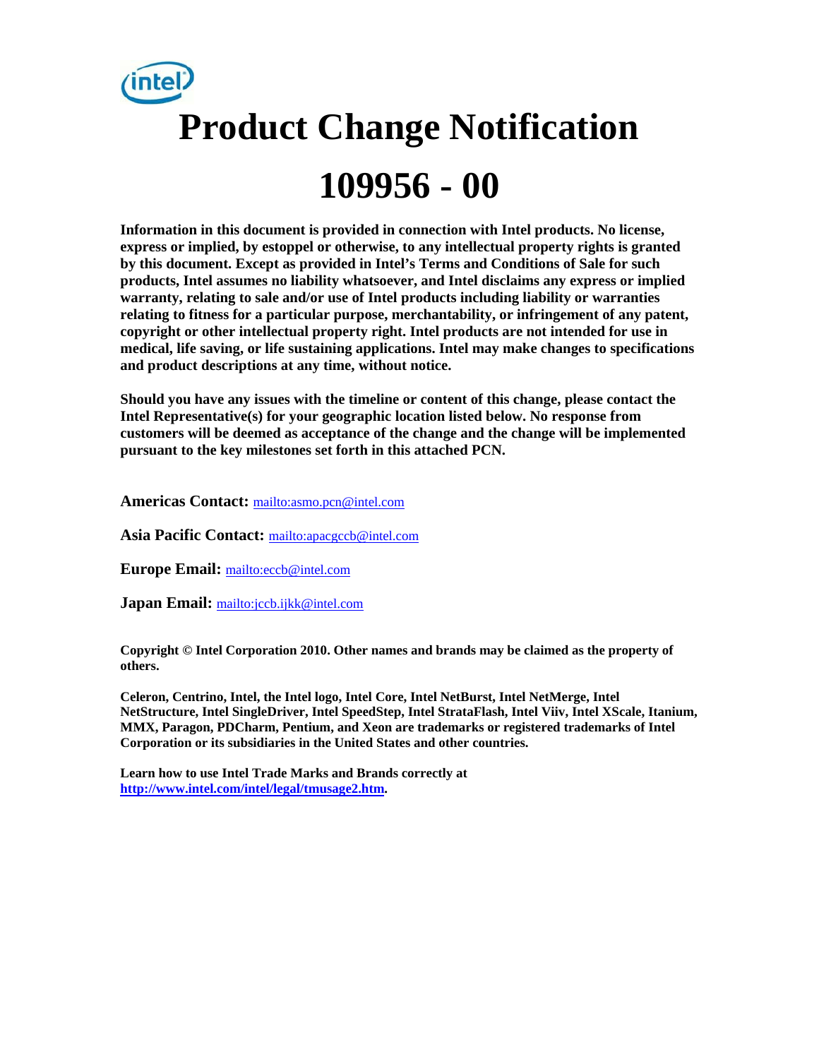# Product Change Notification

# 109956 - 00

**Information in this document is provided in connection with Intel products. No license, express or implied, by estoppel or otherwise, to any intellectual property rights is granted by this document. Except as provided in Intel's Terms and Conditions of Sale for such products, Intel assumes no liability whatsoever, and Intel disclaims any express or implied warranty, relating to sale and/or use of Intel products including liability or warranties relating to fitness for a particular purpose, merchantability, or infringement of any patent, copyright or other intellectual property right. Intel products are not intended for use in medical, life saving, or life sustaining applications. Intel may make changes to specifications and product descriptions at any time, without notice.**

**Should you have any issues with the timeline or content of this change, please contact the Intel Representative(s) for your geographic location listed below. No response from customers will be deemed as acceptance of the change and the change will be implemented pursuant to the key milestones set forth in this attached PCN.**

**Americas Contact:** mailto:asmo.pcn@intel.com

**Asia Pacific Contact:** mailto:apacgccb@intel.com

**Europe Email:** mailto:eccb@intel.com

**Japan Email:** mailto:jccb.ijkk@intel.com

**Copyright © Intel Corporation 2010. Other names and brands may be claimed as the property of others.**

**Celeron, Centrino, Intel, the Intel logo, Intel Core, Intel NetBurst, Intel NetMerge, Intel NetStructure, Intel SingleDriver, Intel SpeedStep, Intel StrataFlash, Intel Viiv, Intel XScale, Itanium, MMX, Paragon, PDCharm, Pentium, and Xeon are trademarks or registered trademarks of Intel Corporation or its subsidiaries in the United States and other countries.**

**Learn how to use Intel Trade Marks and Brands correctly at http://www.intel.com/intel/legal/tmusage2.htm.**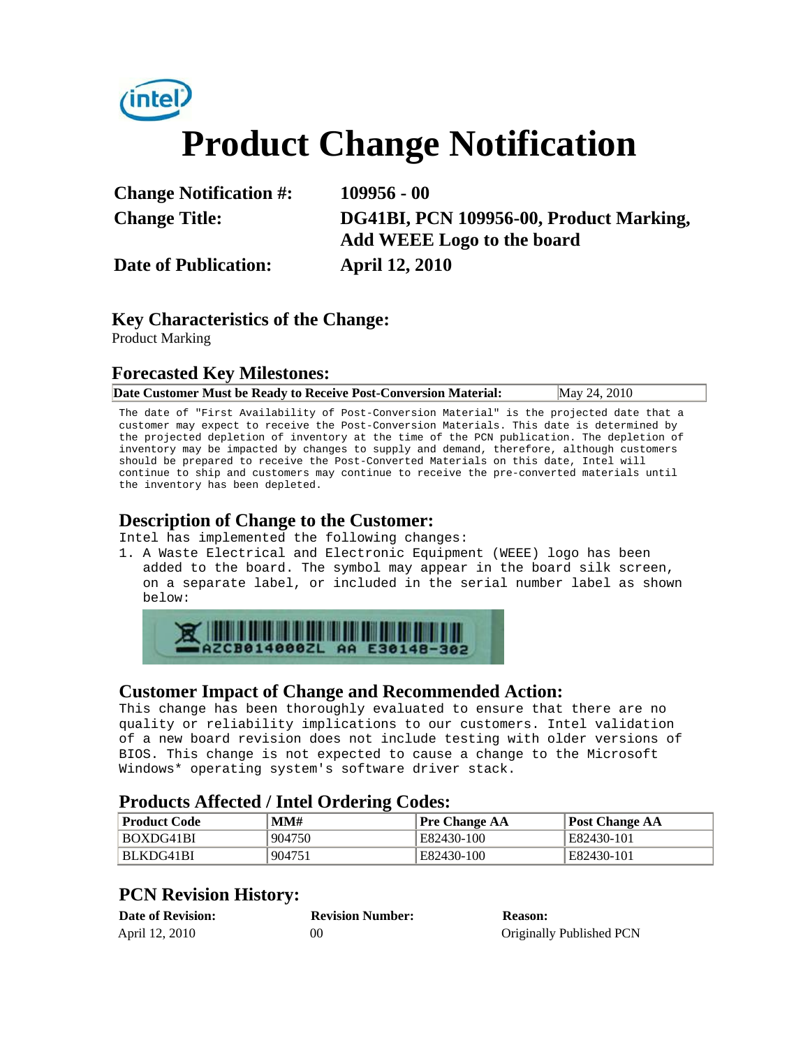# Product Change Notification

| | |
|---|---|
| **Change Notification #:** | **109956 - 00** |
| **Change Title:** | **DG41BI, PCN 109956-00, Product Marking, Add WEEE Logo to the board** |
| **Date of Publication:** | **April 12, 2010** |

### Key Characteristics of the Change:

Product Marking

### Forecasted Key Milestones:

| | |
|---|---|
| **Date Customer Must be Ready to Receive Post-Conversion Material:** | May 24, 2010 |

The date of "First Availability of Post-Conversion Material" is the projected date that a customer may expect to receive the Post-Conversion Materials. This date is determined by the projected depletion of inventory at the time of the PCN publication. The depletion of inventory may be impacted by changes to supply and demand, therefore, although customers should be prepared to receive the Post-Converted Materials on this date, Intel will continue to ship and customers may continue to receive the pre-converted materials until the inventory has been depleted.

### Description of Change to the Customer:

Intel has implemented the following changes:

1. A Waste Electrical and Electronic Equipment (WEEE) logo has been added to the board. The symbol may appear in the board silk screen, on a separate label, or included in the serial number label as shown below:

AZCB014000ZL AA E30148-302

### Customer Impact of Change and Recommended Action:

This change has been thoroughly evaluated to ensure that there are no quality or reliability implications to our customers. Intel validation of a new board revision does not include testing with older versions of BIOS. This change is not expected to cause a change to the Microsoft Windows* operating system's software driver stack.

### Products Affected / Intel Ordering Codes:

| Product Code | MM# | Pre Change AA | Post Change AA |
|---|---|---|---|
| BOXDG41BI | 904750 | E82430-100 | E82430-101 |
| BLKDG41BI | 904751 | E82430-100 | E82430-101 |

### PCN Revision History:

| Date of Revision: | Revision Number: | Reason: |
|---|---|---|
| April 12, 2010 | 00 | Originally Published PCN |